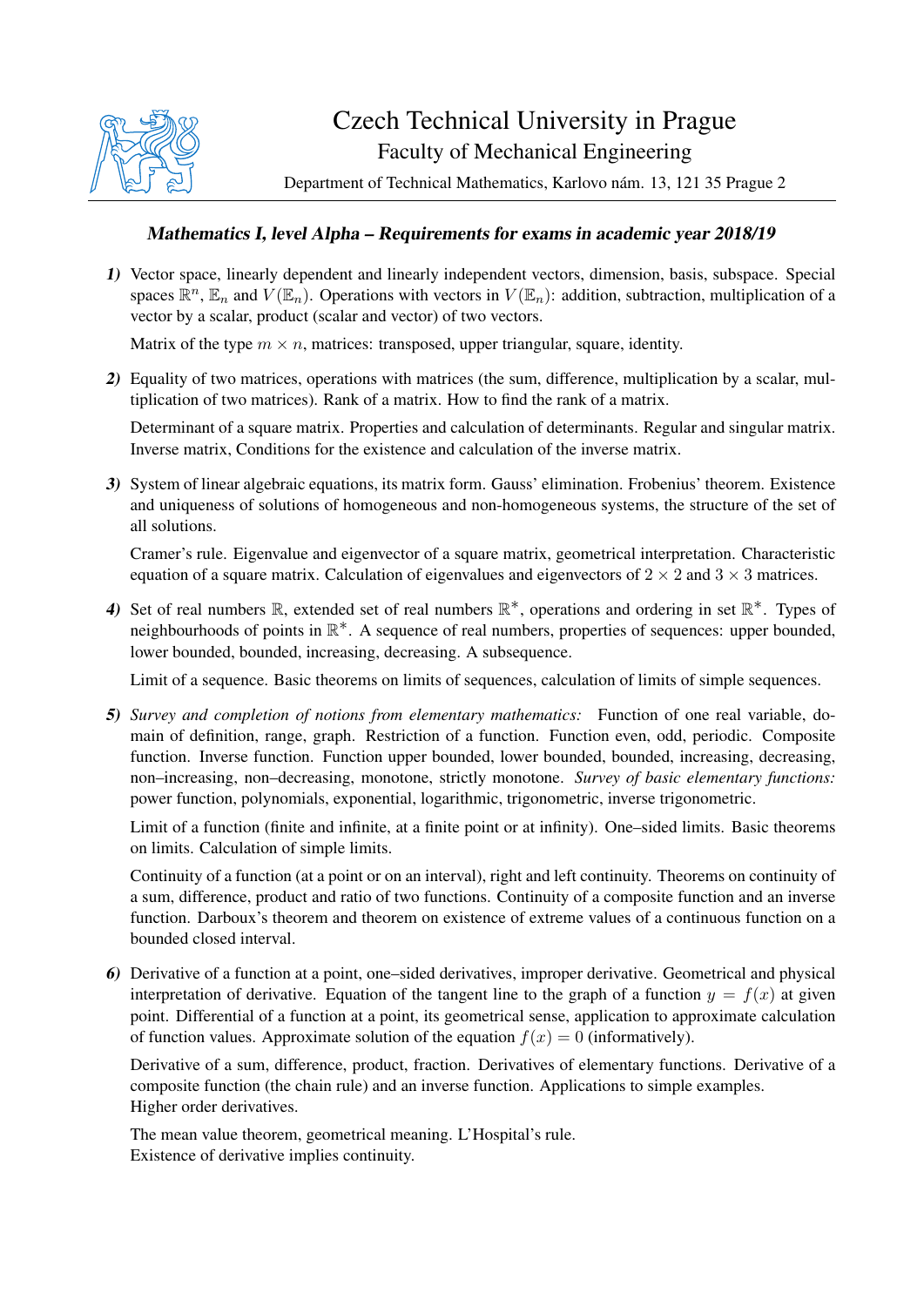# Czech Technical University in Prague

## Faculty of Mechanical Engineering

Department of Technical Mathematics, Karlovo nám. 13, 121 35 Prague 2

---

### *Mathematics I, level Alpha – Requirements for exams in academic year 2018/19*

***1)*** Vector space, linearly dependent and linearly independent vectors, dimension, basis, subspace. Special spaces $\mathbb{R}^n$, $\mathbb{E}_n$ and $V(\mathbb{E}_n)$. Operations with vectors in $V(\mathbb{E}_n)$: addition, subtraction, multiplication of a vector by a scalar, product (scalar and vector) of two vectors.

Matrix of the type $m \times n$, matrices: transposed, upper triangular, square, identity.

***2)*** Equality of two matrices, operations with matrices (the sum, difference, multiplication by a scalar, multiplication of two matrices). Rank of a matrix. How to find the rank of a matrix.

Determinant of a square matrix. Properties and calculation of determinants. Regular and singular matrix. Inverse matrix, Conditions for the existence and calculation of the inverse matrix.

***3)*** System of linear algebraic equations, its matrix form. Gauss' elimination. Frobenius' theorem. Existence and uniqueness of solutions of homogeneous and non-homogeneous systems, the structure of the set of all solutions.

Cramer's rule. Eigenvalue and eigenvector of a square matrix, geometrical interpretation. Characteristic equation of a square matrix. Calculation of eigenvalues and eigenvectors of $2 \times 2$ and $3 \times 3$ matrices.

***4)*** Set of real numbers $\mathbb{R}$, extended set of real numbers $\mathbb{R}^*$, operations and ordering in set $\mathbb{R}^*$. Types of neighbourhoods of points in $\mathbb{R}^*$. A sequence of real numbers, properties of sequences: upper bounded, lower bounded, bounded, increasing, decreasing. A subsequence.

Limit of a sequence. Basic theorems on limits of sequences, calculation of limits of simple sequences.

***5)*** *Survey and completion of notions from elementary mathematics:* Function of one real variable, domain of definition, range, graph. Restriction of a function. Function even, odd, periodic. Composite function. Inverse function. Function upper bounded, lower bounded, bounded, increasing, decreasing, non–increasing, non–decreasing, monotone, strictly monotone. *Survey of basic elementary functions:* power function, polynomials, exponential, logarithmic, trigonometric, inverse trigonometric.

Limit of a function (finite and infinite, at a finite point or at infinity). One–sided limits. Basic theorems on limits. Calculation of simple limits.

Continuity of a function (at a point or on an interval), right and left continuity. Theorems on continuity of a sum, difference, product and ratio of two functions. Continuity of a composite function and an inverse function. Darboux's theorem and theorem on existence of extreme values of a continuous function on a bounded closed interval.

***6)*** Derivative of a function at a point, one–sided derivatives, improper derivative. Geometrical and physical interpretation of derivative. Equation of the tangent line to the graph of a function $y = f(x)$ at given point. Differential of a function at a point, its geometrical sense, application to approximate calculation of function values. Approximate solution of the equation $f(x) = 0$ (informatively).

Derivative of a sum, difference, product, fraction. Derivatives of elementary functions. Derivative of a composite function (the chain rule) and an inverse function. Applications to simple examples.
Higher order derivatives.

The mean value theorem, geometrical meaning. L'Hospital's rule.
Existence of derivative implies continuity.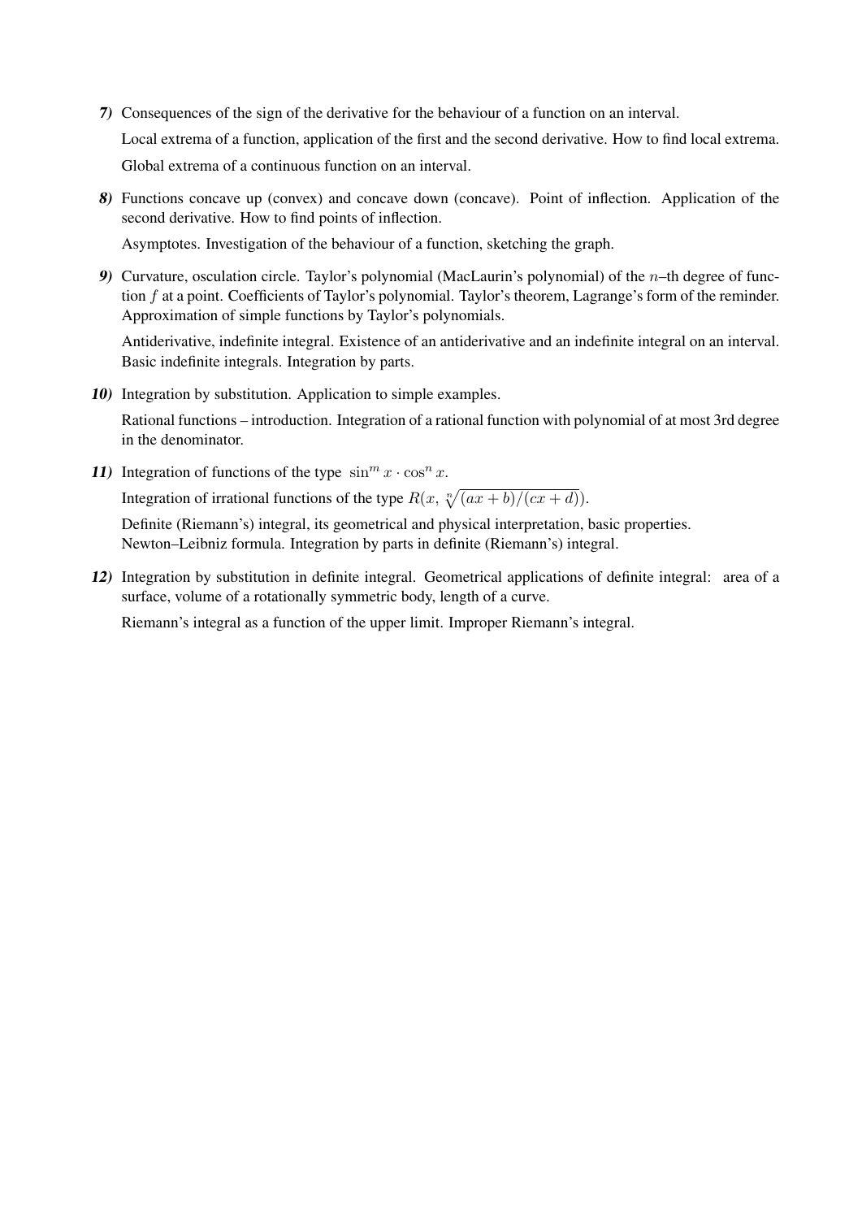***7)*** Consequences of the sign of the derivative for the behaviour of a function on an interval.

Local extrema of a function, application of the first and the second derivative. How to find local extrema.

Global extrema of a continuous function on an interval.

***8)*** Functions concave up (convex) and concave down (concave). Point of inflection. Application of the second derivative. How to find points of inflection.

Asymptotes. Investigation of the behaviour of a function, sketching the graph.

***9)*** Curvature, osculation circle. Taylor's polynomial (MacLaurin's polynomial) of the $n$–th degree of function $f$ at a point. Coefficients of Taylor's polynomial. Taylor's theorem, Lagrange's form of the reminder. Approximation of simple functions by Taylor's polynomials.

Antiderivative, indefinite integral. Existence of an antiderivative and an indefinite integral on an interval. Basic indefinite integrals. Integration by parts.

***10)*** Integration by substitution. Application to simple examples.

Rational functions – introduction. Integration of a rational function with polynomial of at most 3rd degree in the denominator.

***11)*** Integration of functions of the type $\sin^m x \cdot \cos^n x$.

Integration of irrational functions of the type $R(x, \sqrt[n]{(ax+b)/(cx+d)})$.

Definite (Riemann's) integral, its geometrical and physical interpretation, basic properties.
Newton–Leibniz formula. Integration by parts in definite (Riemann's) integral.

***12)*** Integration by substitution in definite integral. Geometrical applications of definite integral: area of a surface, volume of a rotationally symmetric body, length of a curve.

Riemann's integral as a function of the upper limit. Improper Riemann's integral.